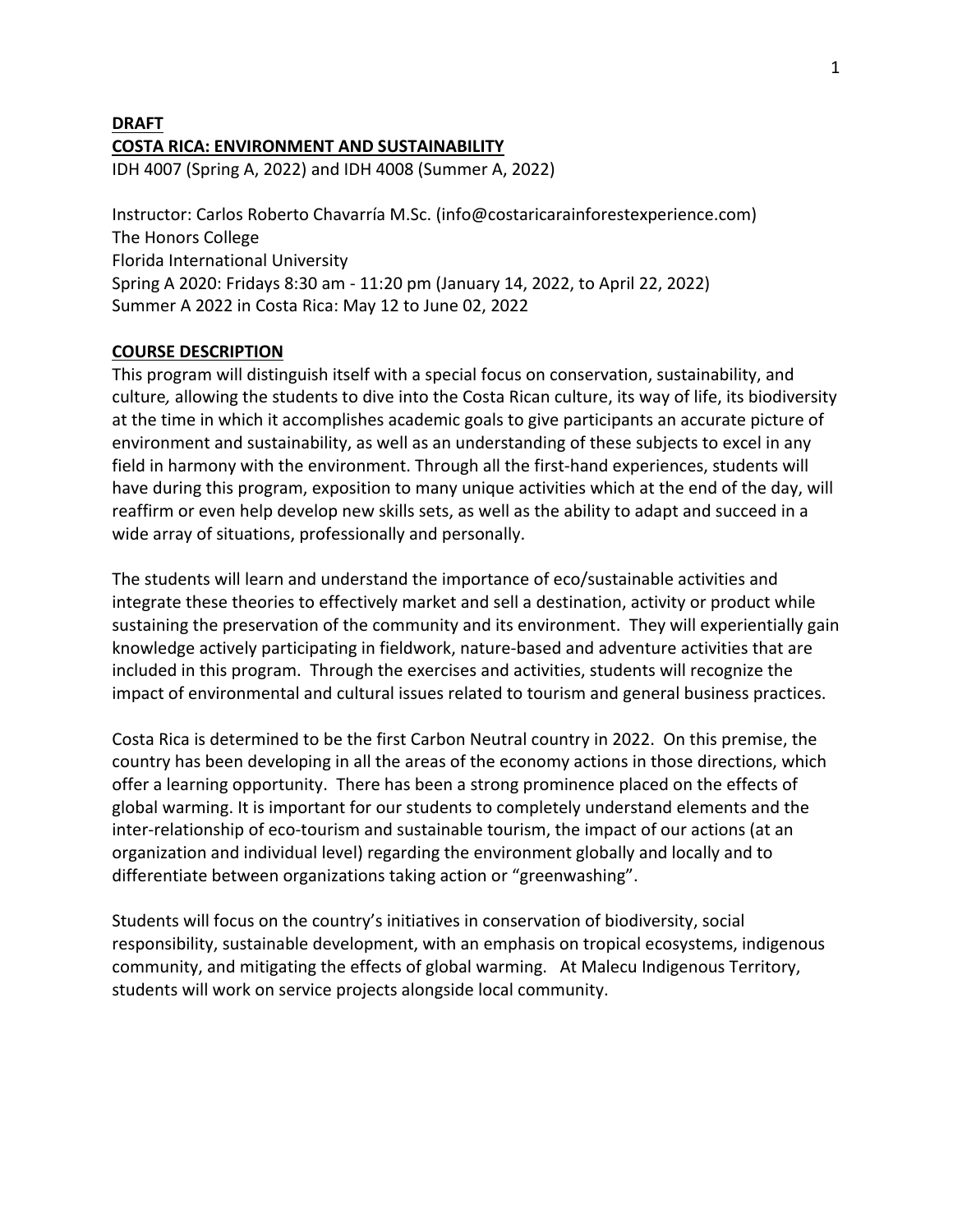**DRAFT**

**COSTA RICA: ENVIRONMENT AND SUSTAINABILITY**

IDH 4007 (Spring A, 2022) and IDH 4008 (Summer A, 2022)

Instructor: Carlos Roberto Chavarría M.Sc. (info@costaricarainforestexperience.com)
The Honors College
Florida International University
Spring A 2020: Fridays 8:30 am - 11:20 pm (January 14, 2022, to April 22, 2022)
Summer A 2022 in Costa Rica: May 12 to June 02, 2022

**COURSE DESCRIPTION**

This program will distinguish itself with a special focus on conservation, sustainability, and culture*,* allowing the students to dive into the Costa Rican culture, its way of life, its biodiversity at the time in which it accomplishes academic goals to give participants an accurate picture of environment and sustainability, as well as an understanding of these subjects to excel in any field in harmony with the environment. Through all the first-hand experiences, students will have during this program, exposition to many unique activities which at the end of the day, will reaffirm or even help develop new skills sets, as well as the ability to adapt and succeed in a wide array of situations, professionally and personally.

The students will learn and understand the importance of eco/sustainable activities and integrate these theories to effectively market and sell a destination, activity or product while sustaining the preservation of the community and its environment. They will experientially gain knowledge actively participating in fieldwork, nature-based and adventure activities that are included in this program. Through the exercises and activities, students will recognize the impact of environmental and cultural issues related to tourism and general business practices.

Costa Rica is determined to be the first Carbon Neutral country in 2022. On this premise, the country has been developing in all the areas of the economy actions in those directions, which offer a learning opportunity. There has been a strong prominence placed on the effects of global warming. It is important for our students to completely understand elements and the inter-relationship of eco-tourism and sustainable tourism, the impact of our actions (at an organization and individual level) regarding the environment globally and locally and to differentiate between organizations taking action or "greenwashing".

Students will focus on the country's initiatives in conservation of biodiversity, social responsibility, sustainable development, with an emphasis on tropical ecosystems, indigenous community, and mitigating the effects of global warming. At Malecu Indigenous Territory, students will work on service projects alongside local community.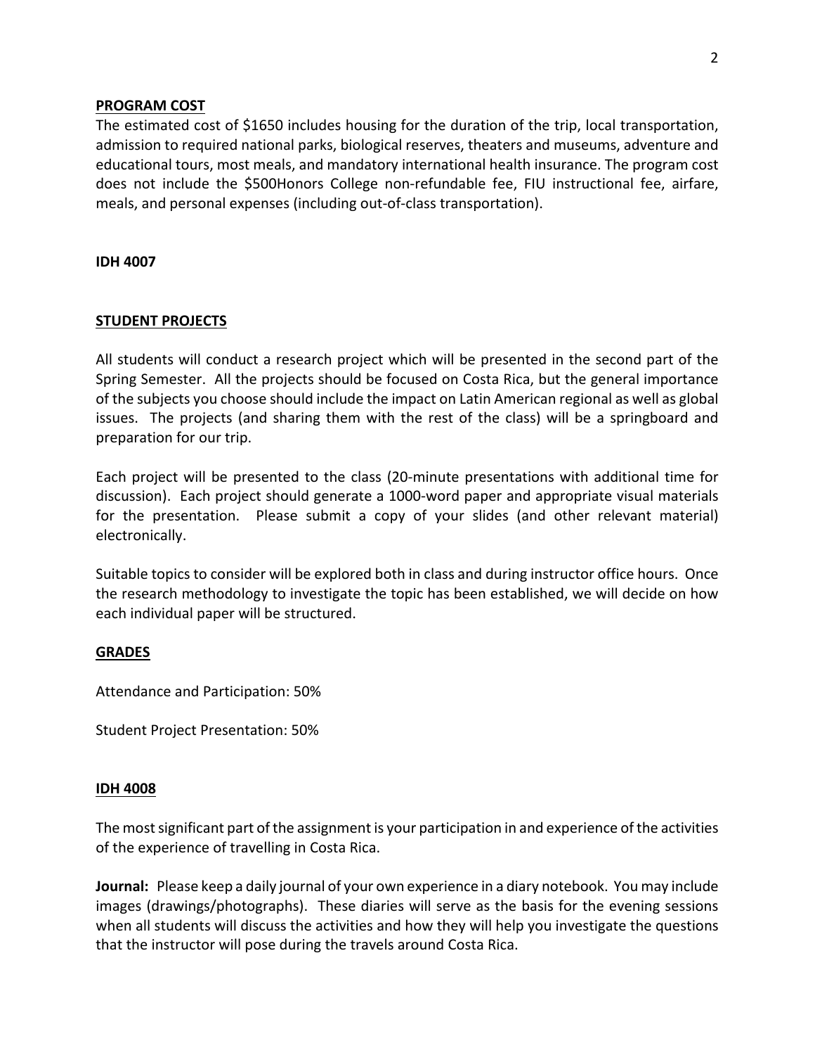## PROGRAM COST

The estimated cost of $1650 includes housing for the duration of the trip, local transportation, admission to required national parks, biological reserves, theaters and museums, adventure and educational tours, most meals, and mandatory international health insurance. The program cost does not include the $500Honors College non-refundable fee, FIU instructional fee, airfare, meals, and personal expenses (including out-of-class transportation).

## IDH 4007

## STUDENT PROJECTS

All students will conduct a research project which will be presented in the second part of the Spring Semester. All the projects should be focused on Costa Rica, but the general importance of the subjects you choose should include the impact on Latin American regional as well as global issues. The projects (and sharing them with the rest of the class) will be a springboard and preparation for our trip.

Each project will be presented to the class (20-minute presentations with additional time for discussion). Each project should generate a 1000-word paper and appropriate visual materials for the presentation. Please submit a copy of your slides (and other relevant material) electronically.

Suitable topics to consider will be explored both in class and during instructor office hours. Once the research methodology to investigate the topic has been established, we will decide on how each individual paper will be structured.

## GRADES

Attendance and Participation: 50%

Student Project Presentation: 50%

## IDH 4008

The most significant part of the assignment is your participation in and experience of the activities of the experience of travelling in Costa Rica.

**Journal:** Please keep a daily journal of your own experience in a diary notebook. You may include images (drawings/photographs). These diaries will serve as the basis for the evening sessions when all students will discuss the activities and how they will help you investigate the questions that the instructor will pose during the travels around Costa Rica.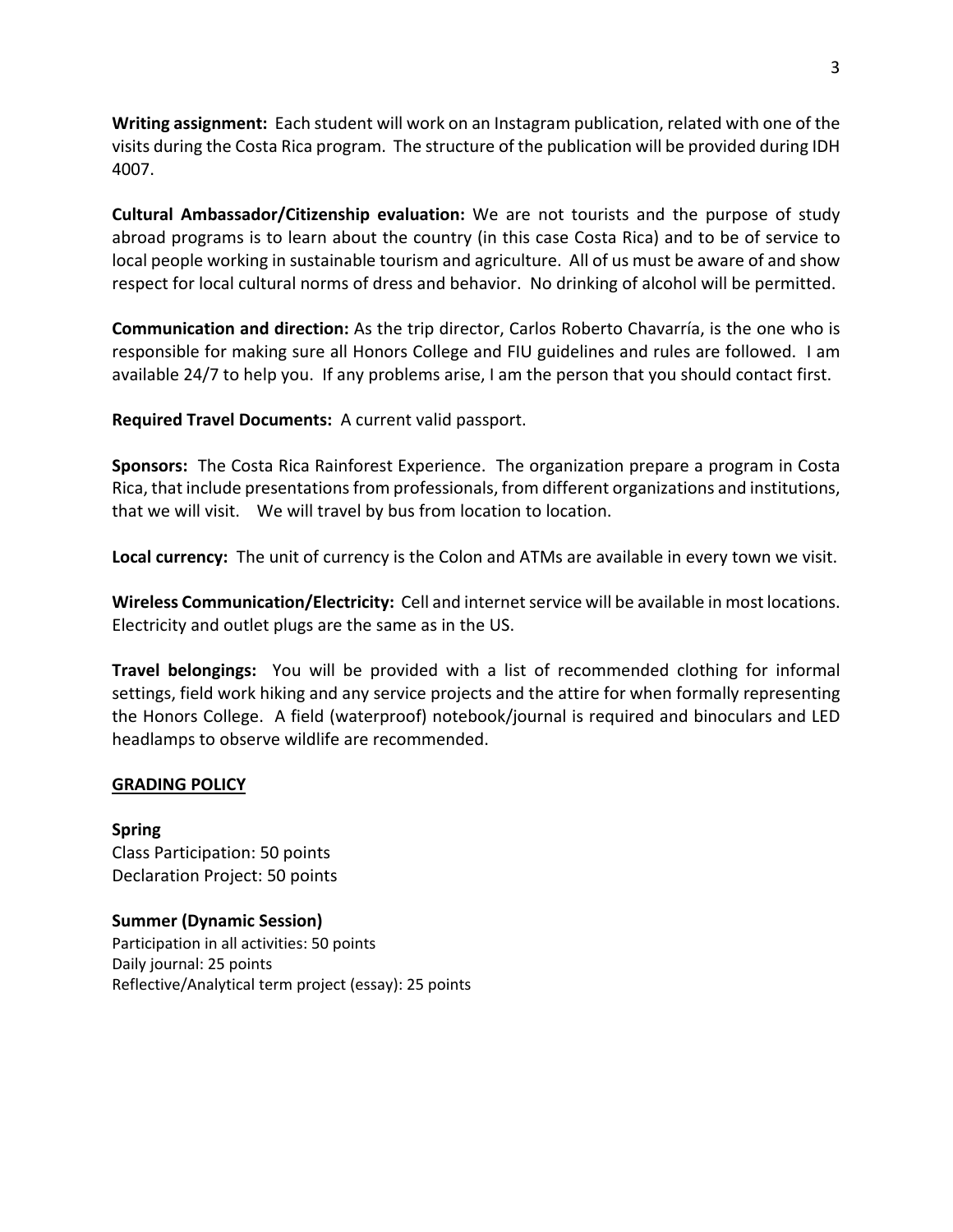**Writing assignment:** Each student will work on an Instagram publication, related with one of the visits during the Costa Rica program. The structure of the publication will be provided during IDH 4007.

**Cultural Ambassador/Citizenship evaluation:** We are not tourists and the purpose of study abroad programs is to learn about the country (in this case Costa Rica) and to be of service to local people working in sustainable tourism and agriculture. All of us must be aware of and show respect for local cultural norms of dress and behavior. No drinking of alcohol will be permitted.

**Communication and direction:** As the trip director, Carlos Roberto Chavarría, is the one who is responsible for making sure all Honors College and FIU guidelines and rules are followed. I am available 24/7 to help you. If any problems arise, I am the person that you should contact first.

**Required Travel Documents:** A current valid passport.

**Sponsors:** The Costa Rica Rainforest Experience. The organization prepare a program in Costa Rica, that include presentations from professionals, from different organizations and institutions, that we will visit. We will travel by bus from location to location.

**Local currency:** The unit of currency is the Colon and ATMs are available in every town we visit.

**Wireless Communication/Electricity:** Cell and internet service will be available in most locations. Electricity and outlet plugs are the same as in the US.

**Travel belongings:** You will be provided with a list of recommended clothing for informal settings, field work hiking and any service projects and the attire for when formally representing the Honors College. A field (waterproof) notebook/journal is required and binoculars and LED headlamps to observe wildlife are recommended.

## GRADING POLICY

**Spring**
Class Participation: 50 points
Declaration Project: 50 points

**Summer (Dynamic Session)**
Participation in all activities: 50 points
Daily journal: 25 points
Reflective/Analytical term project (essay): 25 points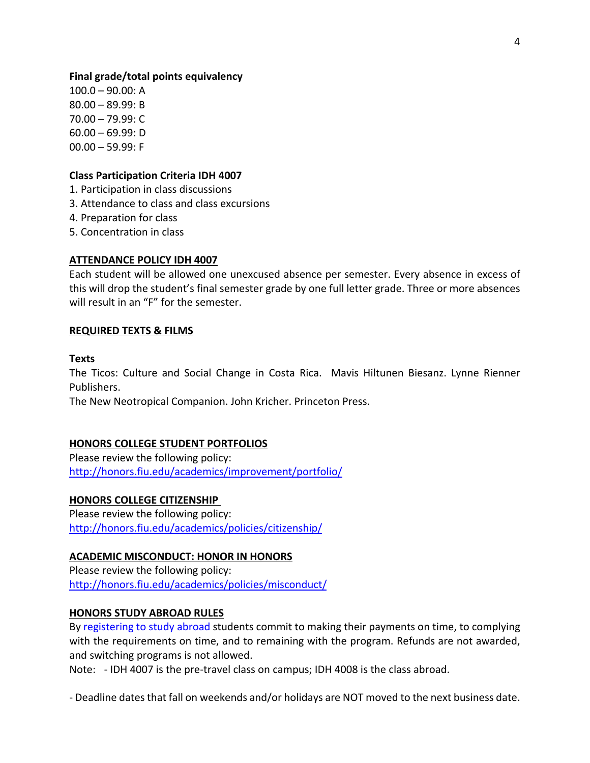**Final grade/total points equivalency**

100.0 – 90.00: A
80.00 – 89.99: B
70.00 – 79.99: C
60.00 – 69.99: D
00.00 – 59.99: F

**Class Participation Criteria IDH 4007**

1. Participation in class discussions
3. Attendance to class and class excursions
4. Preparation for class
5. Concentration in class

**ATTENDANCE POLICY IDH 4007**

Each student will be allowed one unexcused absence per semester. Every absence in excess of this will drop the student's final semester grade by one full letter grade. Three or more absences will result in an "F" for the semester.

**REQUIRED TEXTS & FILMS**

**Texts**

The Ticos: Culture and Social Change in Costa Rica. Mavis Hiltunen Biesanz. Lynne Rienner Publishers.
The New Neotropical Companion. John Kricher. Princeton Press.

**HONORS COLLEGE STUDENT PORTFOLIOS**

Please review the following policy:
http://honors.fiu.edu/academics/improvement/portfolio/

**HONORS COLLEGE CITIZENSHIP**

Please review the following policy:
http://honors.fiu.edu/academics/policies/citizenship/

**ACADEMIC MISCONDUCT: HONOR IN HONORS**

Please review the following policy:
http://honors.fiu.edu/academics/policies/misconduct/

**HONORS STUDY ABROAD RULES**

By registering to study abroad students commit to making their payments on time, to complying with the requirements on time, and to remaining with the program. Refunds are not awarded, and switching programs is not allowed.

Note: - IDH 4007 is the pre-travel class on campus; IDH 4008 is the class abroad.

- Deadline dates that fall on weekends and/or holidays are NOT moved to the next business date.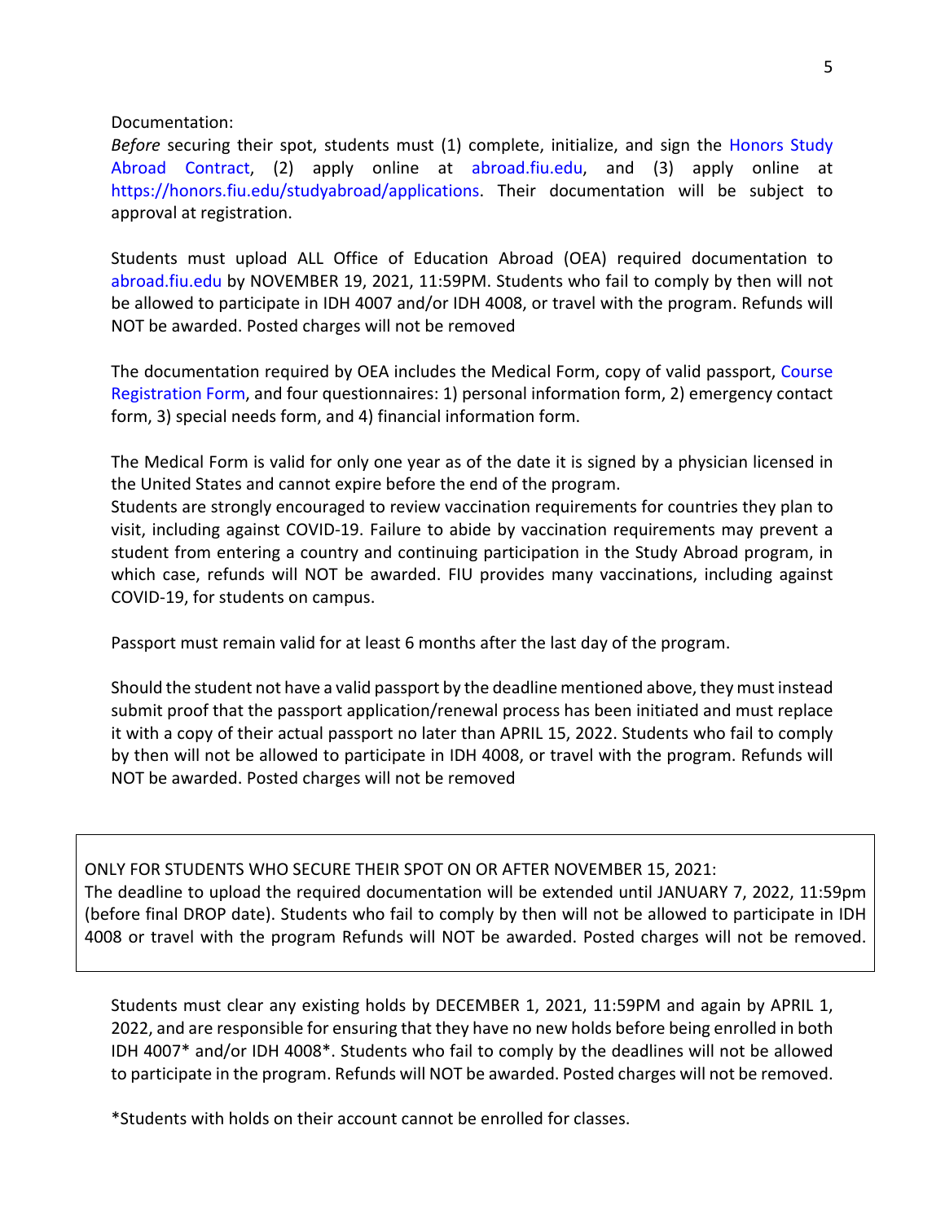Documentation:

*Before* securing their spot, students must (1) complete, initialize, and sign the Honors Study Abroad Contract, (2) apply online at abroad.fiu.edu, and (3) apply online at https://honors.fiu.edu/studyabroad/applications. Their documentation will be subject to approval at registration.

Students must upload ALL Office of Education Abroad (OEA) required documentation to abroad.fiu.edu by NOVEMBER 19, 2021, 11:59PM. Students who fail to comply by then will not be allowed to participate in IDH 4007 and/or IDH 4008, or travel with the program. Refunds will NOT be awarded. Posted charges will not be removed

The documentation required by OEA includes the Medical Form, copy of valid passport, Course Registration Form, and four questionnaires: 1) personal information form, 2) emergency contact form, 3) special needs form, and 4) financial information form.

The Medical Form is valid for only one year as of the date it is signed by a physician licensed in the United States and cannot expire before the end of the program.
Students are strongly encouraged to review vaccination requirements for countries they plan to visit, including against COVID-19. Failure to abide by vaccination requirements may prevent a student from entering a country and continuing participation in the Study Abroad program, in which case, refunds will NOT be awarded. FIU provides many vaccinations, including against COVID-19, for students on campus.

Passport must remain valid for at least 6 months after the last day of the program.

Should the student not have a valid passport by the deadline mentioned above, they must instead submit proof that the passport application/renewal process has been initiated and must replace it with a copy of their actual passport no later than APRIL 15, 2022. Students who fail to comply by then will not be allowed to participate in IDH 4008, or travel with the program. Refunds will NOT be awarded. Posted charges will not be removed

ONLY FOR STUDENTS WHO SECURE THEIR SPOT ON OR AFTER NOVEMBER 15, 2021:
The deadline to upload the required documentation will be extended until JANUARY 7, 2022, 11:59pm (before final DROP date). Students who fail to comply by then will not be allowed to participate in IDH 4008 or travel with the program Refunds will NOT be awarded. Posted charges will not be removed.

Students must clear any existing holds by DECEMBER 1, 2021, 11:59PM and again by APRIL 1, 2022, and are responsible for ensuring that they have no new holds before being enrolled in both IDH 4007* and/or IDH 4008*. Students who fail to comply by the deadlines will not be allowed to participate in the program. Refunds will NOT be awarded. Posted charges will not be removed.

*Students with holds on their account cannot be enrolled for classes.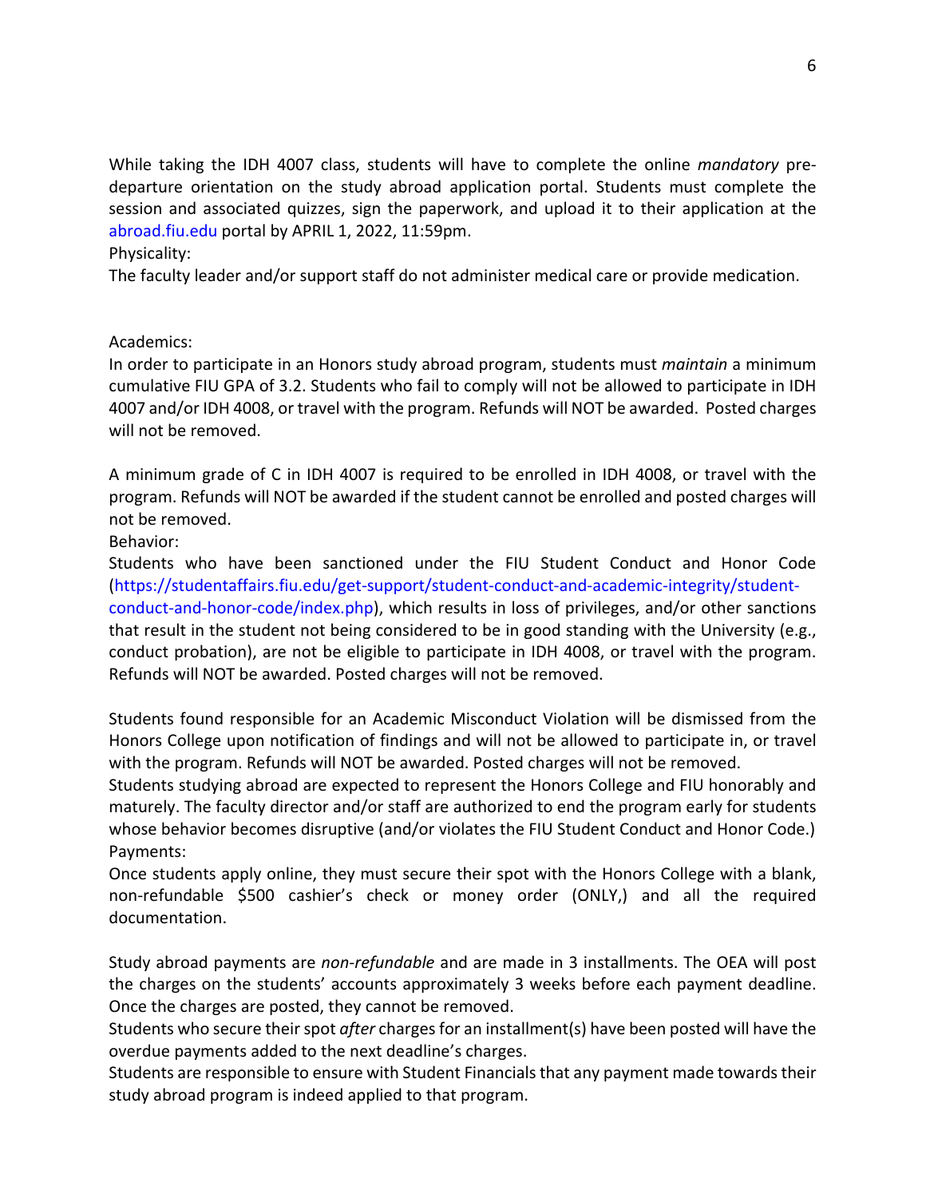While taking the IDH 4007 class, students will have to complete the online *mandatory* pre-departure orientation on the study abroad application portal. Students must complete the session and associated quizzes, sign the paperwork, and upload it to their application at the abroad.fiu.edu portal by APRIL 1, 2022, 11:59pm.

Physicality:

The faculty leader and/or support staff do not administer medical care or provide medication.

Academics:

In order to participate in an Honors study abroad program, students must *maintain* a minimum cumulative FIU GPA of 3.2. Students who fail to comply will not be allowed to participate in IDH 4007 and/or IDH 4008, or travel with the program. Refunds will NOT be awarded. Posted charges will not be removed.

A minimum grade of C in IDH 4007 is required to be enrolled in IDH 4008, or travel with the program. Refunds will NOT be awarded if the student cannot be enrolled and posted charges will not be removed.

Behavior:

Students who have been sanctioned under the FIU Student Conduct and Honor Code (https://studentaffairs.fiu.edu/get-support/student-conduct-and-academic-integrity/student-conduct-and-honor-code/index.php), which results in loss of privileges, and/or other sanctions that result in the student not being considered to be in good standing with the University (e.g., conduct probation), are not be eligible to participate in IDH 4008, or travel with the program. Refunds will NOT be awarded. Posted charges will not be removed.

Students found responsible for an Academic Misconduct Violation will be dismissed from the Honors College upon notification of findings and will not be allowed to participate in, or travel with the program. Refunds will NOT be awarded. Posted charges will not be removed.

Students studying abroad are expected to represent the Honors College and FIU honorably and maturely. The faculty director and/or staff are authorized to end the program early for students whose behavior becomes disruptive (and/or violates the FIU Student Conduct and Honor Code.)

Payments:

Once students apply online, they must secure their spot with the Honors College with a blank, non-refundable $500 cashier's check or money order (ONLY,) and all the required documentation.

Study abroad payments are *non-refundable* and are made in 3 installments. The OEA will post the charges on the students' accounts approximately 3 weeks before each payment deadline. Once the charges are posted, they cannot be removed.

Students who secure their spot *after* charges for an installment(s) have been posted will have the overdue payments added to the next deadline's charges.

Students are responsible to ensure with Student Financials that any payment made towards their study abroad program is indeed applied to that program.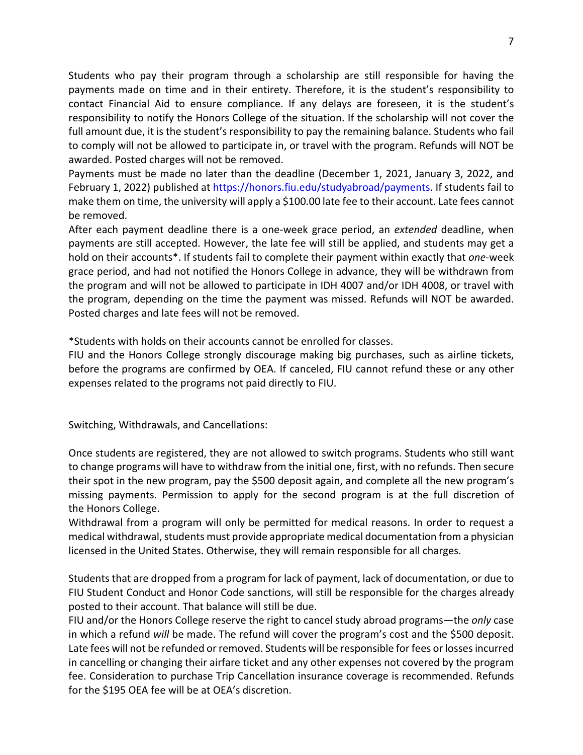Students who pay their program through a scholarship are still responsible for having the payments made on time and in their entirety. Therefore, it is the student's responsibility to contact Financial Aid to ensure compliance. If any delays are foreseen, it is the student's responsibility to notify the Honors College of the situation. If the scholarship will not cover the full amount due, it is the student's responsibility to pay the remaining balance. Students who fail to comply will not be allowed to participate in, or travel with the program. Refunds will NOT be awarded. Posted charges will not be removed.

Payments must be made no later than the deadline (December 1, 2021, January 3, 2022, and February 1, 2022) published at https://honors.fiu.edu/studyabroad/payments. If students fail to make them on time, the university will apply a $100.00 late fee to their account. Late fees cannot be removed.

After each payment deadline there is a one-week grace period, an *extended* deadline, when payments are still accepted. However, the late fee will still be applied, and students may get a hold on their accounts*. If students fail to complete their payment within exactly that *one*-week grace period, and had not notified the Honors College in advance, they will be withdrawn from the program and will not be allowed to participate in IDH 4007 and/or IDH 4008, or travel with the program, depending on the time the payment was missed. Refunds will NOT be awarded. Posted charges and late fees will not be removed.

*Students with holds on their accounts cannot be enrolled for classes.

FIU and the Honors College strongly discourage making big purchases, such as airline tickets, before the programs are confirmed by OEA. If canceled, FIU cannot refund these or any other expenses related to the programs not paid directly to FIU.

Switching, Withdrawals, and Cancellations:

Once students are registered, they are not allowed to switch programs. Students who still want to change programs will have to withdraw from the initial one, first, with no refunds. Then secure their spot in the new program, pay the $500 deposit again, and complete all the new program's missing payments. Permission to apply for the second program is at the full discretion of the Honors College.

Withdrawal from a program will only be permitted for medical reasons. In order to request a medical withdrawal, students must provide appropriate medical documentation from a physician licensed in the United States. Otherwise, they will remain responsible for all charges.

Students that are dropped from a program for lack of payment, lack of documentation, or due to FIU Student Conduct and Honor Code sanctions, will still be responsible for the charges already posted to their account. That balance will still be due.

FIU and/or the Honors College reserve the right to cancel study abroad programs—the *only* case in which a refund *will* be made. The refund will cover the program's cost and the $500 deposit. Late fees will not be refunded or removed. Students will be responsible for fees or losses incurred in cancelling or changing their airfare ticket and any other expenses not covered by the program fee. Consideration to purchase Trip Cancellation insurance coverage is recommended. Refunds for the $195 OEA fee will be at OEA's discretion.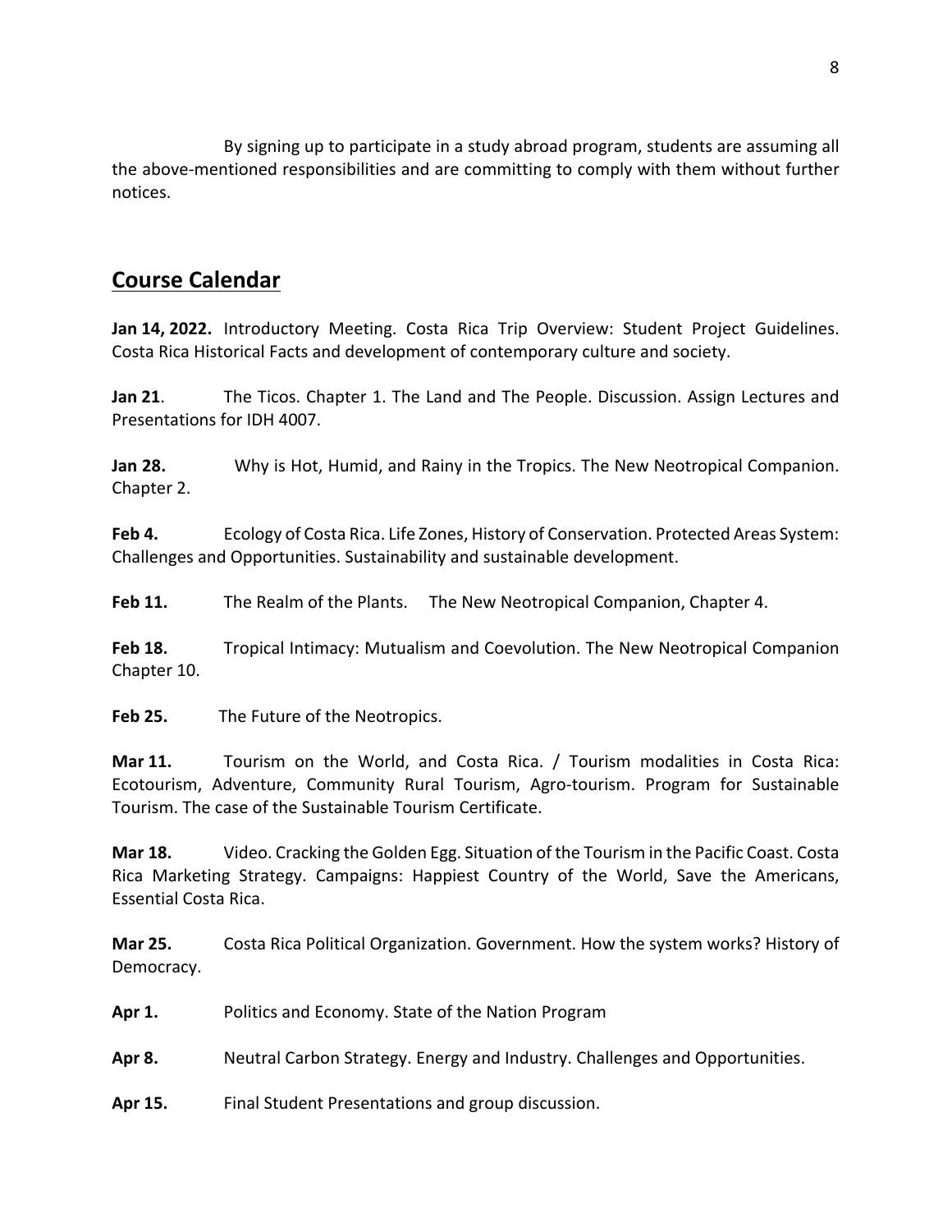By signing up to participate in a study abroad program, students are assuming all the above-mentioned responsibilities and are committing to comply with them without further notices.

## Course Calendar

**Jan 14, 2022.** Introductory Meeting. Costa Rica Trip Overview: Student Project Guidelines. Costa Rica Historical Facts and development of contemporary culture and society.

**Jan 21**. The Ticos. Chapter 1. The Land and The People. Discussion. Assign Lectures and Presentations for IDH 4007.

**Jan 28.** Why is Hot, Humid, and Rainy in the Tropics. The New Neotropical Companion. Chapter 2.

**Feb 4.** Ecology of Costa Rica. Life Zones, History of Conservation. Protected Areas System: Challenges and Opportunities. Sustainability and sustainable development.

**Feb 11.** The Realm of the Plants. The New Neotropical Companion, Chapter 4.

**Feb 18.** Tropical Intimacy: Mutualism and Coevolution. The New Neotropical Companion Chapter 10.

**Feb 25.** The Future of the Neotropics.

**Mar 11.** Tourism on the World, and Costa Rica. / Tourism modalities in Costa Rica: Ecotourism, Adventure, Community Rural Tourism, Agro-tourism. Program for Sustainable Tourism. The case of the Sustainable Tourism Certificate.

**Mar 18.** Video. Cracking the Golden Egg. Situation of the Tourism in the Pacific Coast. Costa Rica Marketing Strategy. Campaigns: Happiest Country of the World, Save the Americans, Essential Costa Rica.

**Mar 25.** Costa Rica Political Organization. Government. How the system works? History of Democracy.

**Apr 1.** Politics and Economy. State of the Nation Program

**Apr 8.** Neutral Carbon Strategy. Energy and Industry. Challenges and Opportunities.

**Apr 15.** Final Student Presentations and group discussion.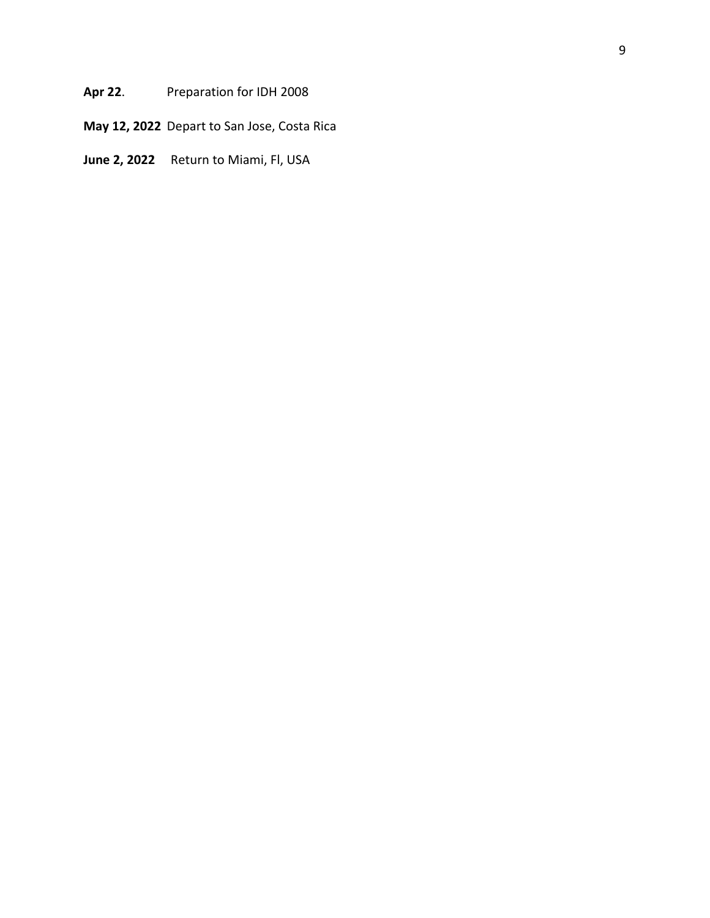**Apr 22**. Preparation for IDH 2008

**May 12, 2022** Depart to San Jose, Costa Rica

**June 2, 2022** Return to Miami, Fl, USA